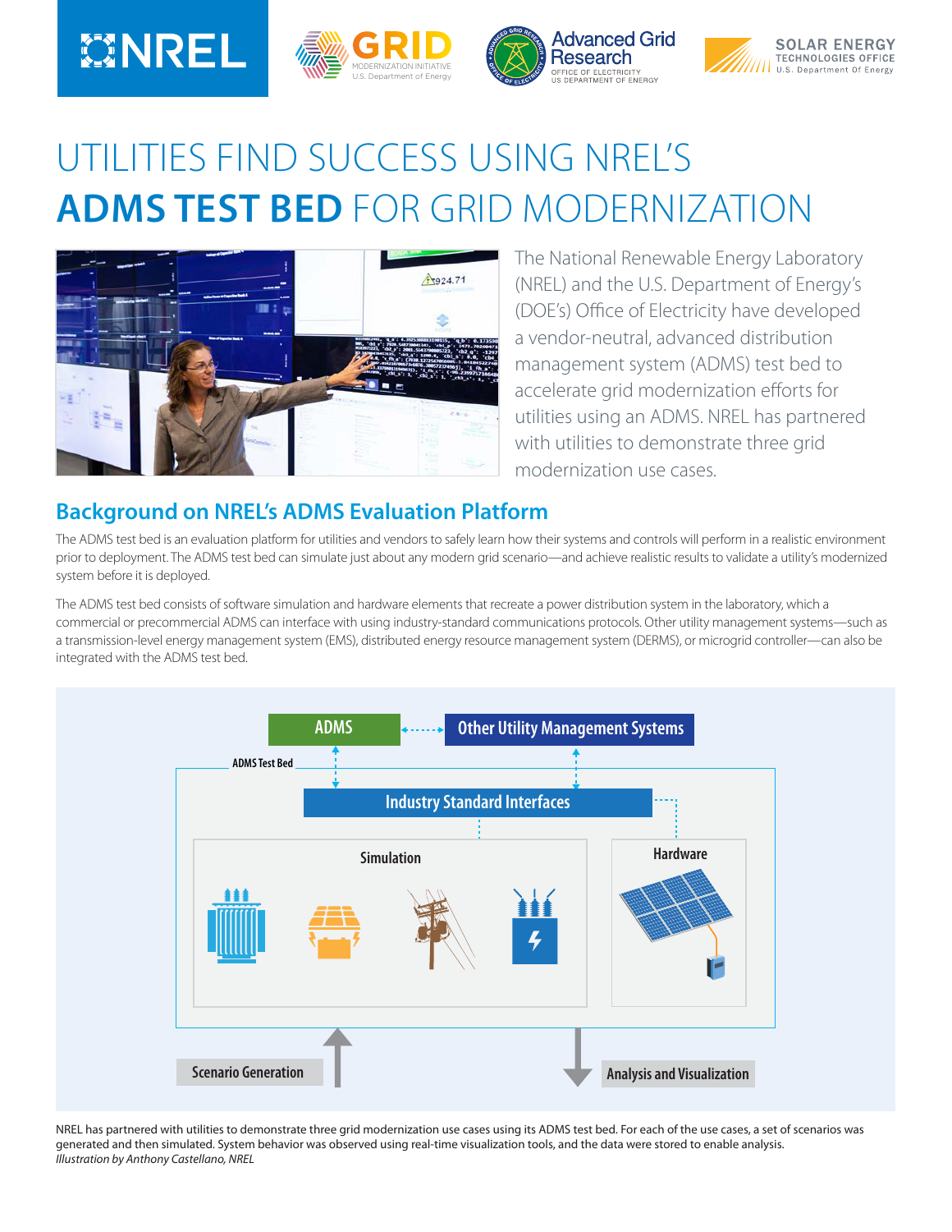# UTILITIES FIND SUCCESS USING NREL'S **ADMS TEST BED** FOR GRID MODERNIZATION

The National Renewable Energy Laboratory (NREL) and the U.S. Department of Energy's (DOE's) Office of Electricity have developed a vendor-neutral, advanced distribution management system (ADMS) test bed to accelerate grid modernization efforts for utilities using an ADMS. NREL has partnered with utilities to demonstrate three grid modernization use cases.

## Background on NREL's ADMS Evaluation Platform

The ADMS test bed is an evaluation platform for utilities and vendors to safely learn how their systems and controls will perform in a realistic environment prior to deployment. The ADMS test bed can simulate just about any modern grid scenario—and achieve realistic results to validate a utility's modernized system before it is deployed.

The ADMS test bed consists of software simulation and hardware elements that recreate a power distribution system in the laboratory, which a commercial or precommercial ADMS can interface with using industry-standard communications protocols. Other utility management systems—such as a transmission-level energy management system (EMS), distributed energy resource management system (DERMS), or microgrid controller—can also be integrated with the ADMS test bed.

ADMS | Other Utility Management Systems | ADMS Test Bed | Industry Standard Interfaces | Simulation | Hardware | Scenario Generation | Analysis and Visualization

NREL has partnered with utilities to demonstrate three grid modernization use cases using its ADMS test bed. For each of the use cases, a set of scenarios was generated and then simulated. System behavior was observed using real-time visualization tools, and the data were stored to enable analysis.
*Illustration by Anthony Castellano, NREL*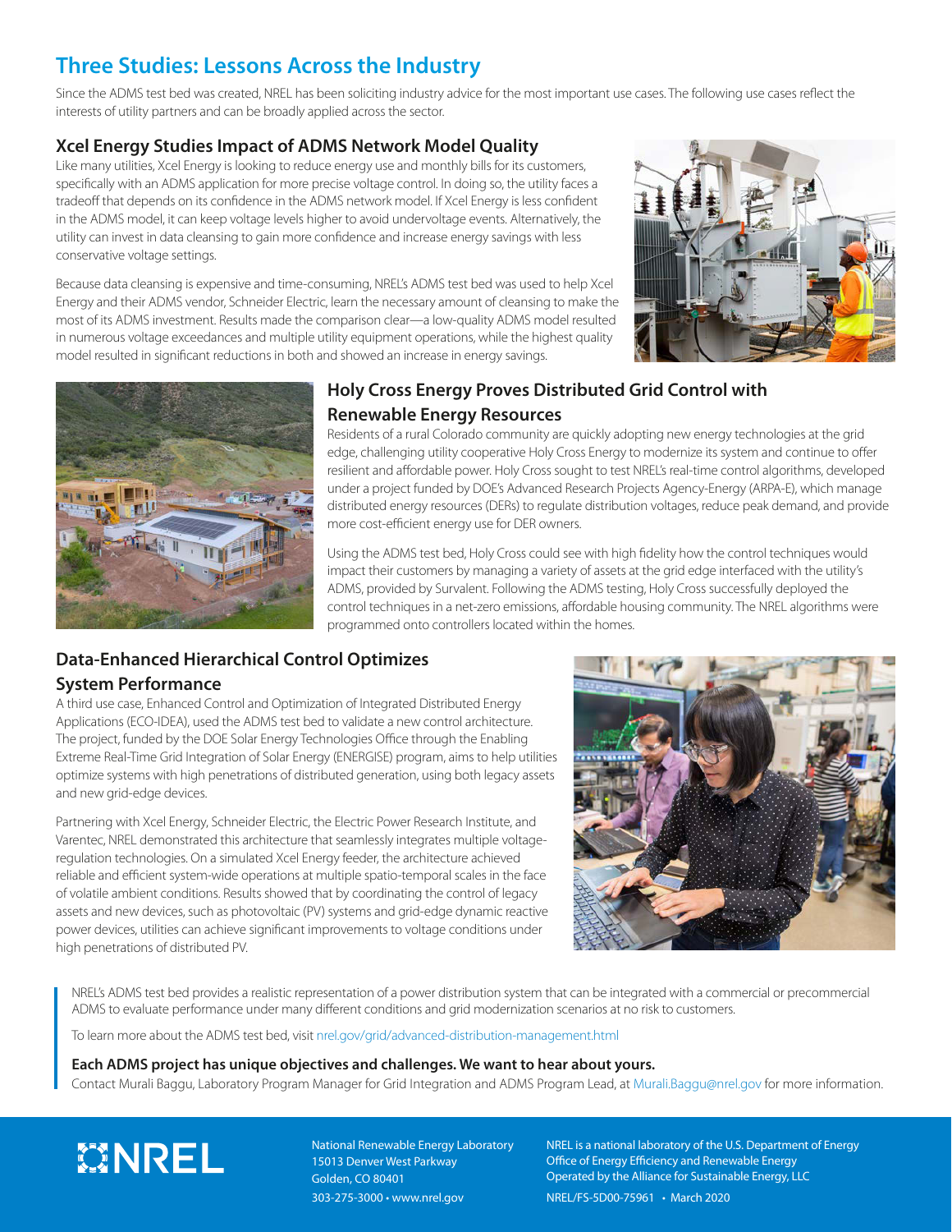## Three Studies: Lessons Across the Industry

Since the ADMS test bed was created, NREL has been soliciting industry advice for the most important use cases. The following use cases reflect the interests of utility partners and can be broadly applied across the sector.

### Xcel Energy Studies Impact of ADMS Network Model Quality

Like many utilities, Xcel Energy is looking to reduce energy use and monthly bills for its customers, specifically with an ADMS application for more precise voltage control. In doing so, the utility faces a tradeoff that depends on its confidence in the ADMS network model. If Xcel Energy is less confident in the ADMS model, it can keep voltage levels higher to avoid undervoltage events. Alternatively, the utility can invest in data cleansing to gain more confidence and increase energy savings with less conservative voltage settings.

Because data cleansing is expensive and time-consuming, NREL's ADMS test bed was used to help Xcel Energy and their ADMS vendor, Schneider Electric, learn the necessary amount of cleansing to make the most of its ADMS investment. Results made the comparison clear—a low-quality ADMS model resulted in numerous voltage exceedances and multiple utility equipment operations, while the highest quality model resulted in significant reductions in both and showed an increase in energy savings.

### Holy Cross Energy Proves Distributed Grid Control with Renewable Energy Resources

Residents of a rural Colorado community are quickly adopting new energy technologies at the grid edge, challenging utility cooperative Holy Cross Energy to modernize its system and continue to offer resilient and affordable power. Holy Cross sought to test NREL's real-time control algorithms, developed under a project funded by DOE's Advanced Research Projects Agency-Energy (ARPA-E), which manage distributed energy resources (DERs) to regulate distribution voltages, reduce peak demand, and provide more cost-efficient energy use for DER owners.

Using the ADMS test bed, Holy Cross could see with high fidelity how the control techniques would impact their customers by managing a variety of assets at the grid edge interfaced with the utility's ADMS, provided by Survalent. Following the ADMS testing, Holy Cross successfully deployed the control techniques in a net-zero emissions, affordable housing community. The NREL algorithms were programmed onto controllers located within the homes.

### Data-Enhanced Hierarchical Control Optimizes System Performance

A third use case, Enhanced Control and Optimization of Integrated Distributed Energy Applications (ECO-IDEA), used the ADMS test bed to validate a new control architecture. The project, funded by the DOE Solar Energy Technologies Office through the Enabling Extreme Real-Time Grid Integration of Solar Energy (ENERGISE) program, aims to help utilities optimize systems with high penetrations of distributed generation, using both legacy assets and new grid-edge devices.

Partnering with Xcel Energy, Schneider Electric, the Electric Power Research Institute, and Varentec, NREL demonstrated this architecture that seamlessly integrates multiple voltage-regulation technologies. On a simulated Xcel Energy feeder, the architecture achieved reliable and efficient system-wide operations at multiple spatio-temporal scales in the face of volatile ambient conditions. Results showed that by coordinating the control of legacy assets and new devices, such as photovoltaic (PV) systems and grid-edge dynamic reactive power devices, utilities can achieve significant improvements to voltage conditions under high penetrations of distributed PV.

NREL's ADMS test bed provides a realistic representation of a power distribution system that can be integrated with a commercial or precommercial ADMS to evaluate performance under many different conditions and grid modernization scenarios at no risk to customers.

To learn more about the ADMS test bed, visit nrel.gov/grid/advanced-distribution-management.html

**Each ADMS project has unique objectives and challenges. We want to hear about yours.**

Contact Murali Baggu, Laboratory Program Manager for Grid Integration and ADMS Program Lead, at Murali.Baggu@nrel.gov for more information.

NREL

National Renewable Energy Laboratory
15013 Denver West Parkway
Golden, CO 80401
303-275-3000 • www.nrel.gov

NREL is a national laboratory of the U.S. Department of Energy
Office of Energy Efficiency and Renewable Energy
Operated by the Alliance for Sustainable Energy, LLC

NREL/FS-5D00-75961 • March 2020